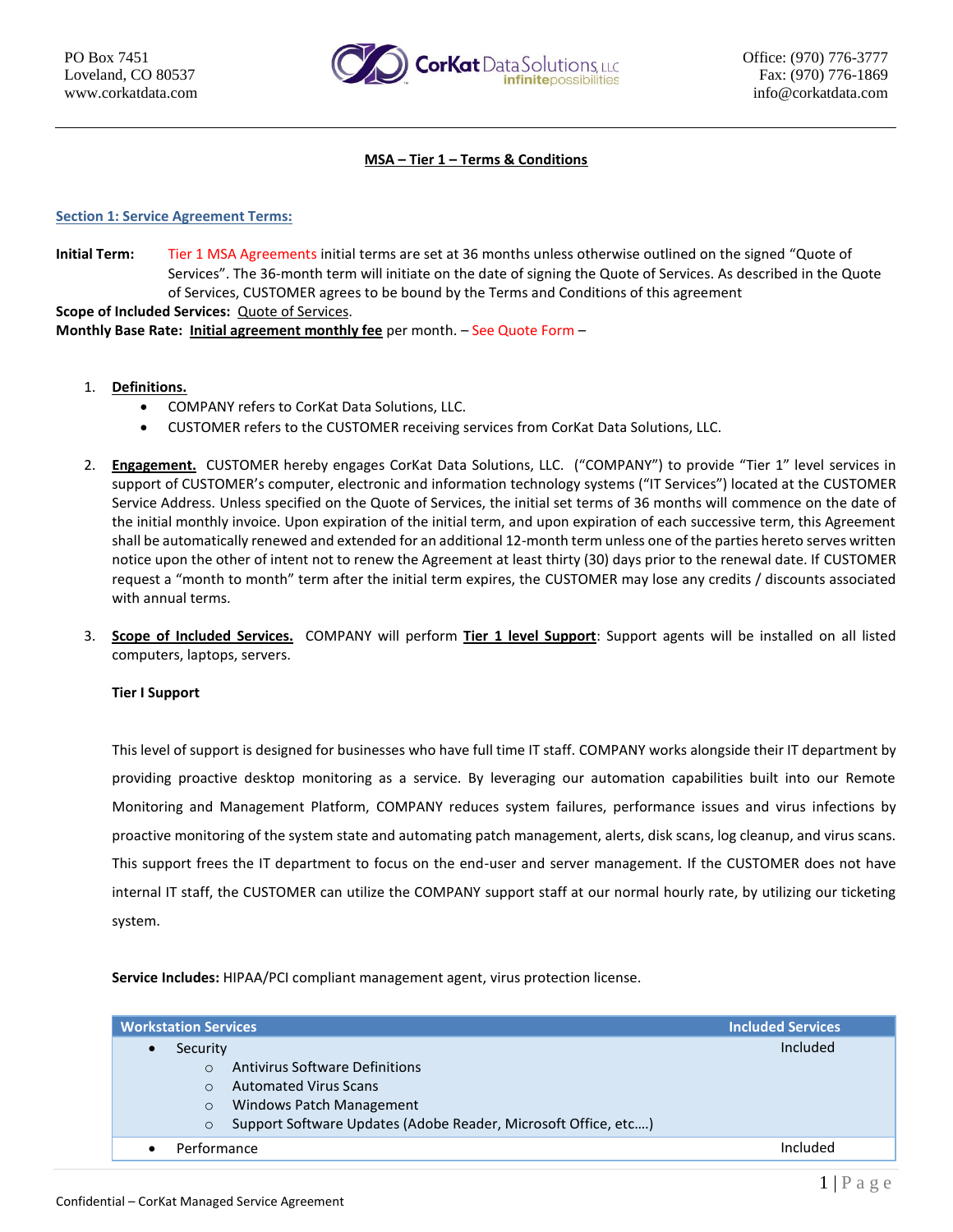PO Box 7451
Loveland, CO 80537
www.corkatdata.com

CorKat Data Solutions, LLC
infinitepossibilities

Office: (970) 776-3777
Fax: (970) 776-1869
info@corkatdata.com

## MSA – Tier 1 – Terms & Conditions

### Section 1: Service Agreement Terms:

**Initial Term:** Tier 1 MSA Agreements initial terms are set at 36 months unless otherwise outlined on the signed "Quote of Services". The 36-month term will initiate on the date of signing the Quote of Services. As described in the Quote of Services, CUSTOMER agrees to be bound by the Terms and Conditions of this agreement

**Scope of Included Services:** Quote of Services.

**Monthly Base Rate:** **Initial agreement monthly fee** per month. – See Quote Form –

1. **Definitions.**
   - COMPANY refers to CorKat Data Solutions, LLC.
   - CUSTOMER refers to the CUSTOMER receiving services from CorKat Data Solutions, LLC.

2. **Engagement.** CUSTOMER hereby engages CorKat Data Solutions, LLC. ("COMPANY") to provide "Tier 1" level services in support of CUSTOMER's computer, electronic and information technology systems ("IT Services") located at the CUSTOMER Service Address. Unless specified on the Quote of Services, the initial set terms of 36 months will commence on the date of the initial monthly invoice. Upon expiration of the initial term, and upon expiration of each successive term, this Agreement shall be automatically renewed and extended for an additional 12-month term unless one of the parties hereto serves written notice upon the other of intent not to renew the Agreement at least thirty (30) days prior to the renewal date. If CUSTOMER request a "month to month" term after the initial term expires, the CUSTOMER may lose any credits / discounts associated with annual terms.

3. **Scope of Included Services.** COMPANY will perform **Tier 1 level Support**: Support agents will be installed on all listed computers, laptops, servers.

   **Tier I Support**

   This level of support is designed for businesses who have full time IT staff. COMPANY works alongside their IT department by providing proactive desktop monitoring as a service. By leveraging our automation capabilities built into our Remote Monitoring and Management Platform, COMPANY reduces system failures, performance issues and virus infections by proactive monitoring of the system state and automating patch management, alerts, disk scans, log cleanup, and virus scans. This support frees the IT department to focus on the end-user and server management. If the CUSTOMER does not have internal IT staff, the CUSTOMER can utilize the COMPANY support staff at our normal hourly rate, by utilizing our ticketing system.

   **Service Includes:** HIPAA/PCI compliant management agent, virus protection license.

| Workstation Services | Included Services |
|---|---|
| • Security<br>  ○ Antivirus Software Definitions<br>  ○ Automated Virus Scans<br>  ○ Windows Patch Management<br>  ○ Support Software Updates (Adobe Reader, Microsoft Office, etc….) | Included |
| • Performance | Included |

Confidential – CorKat Managed Service Agreement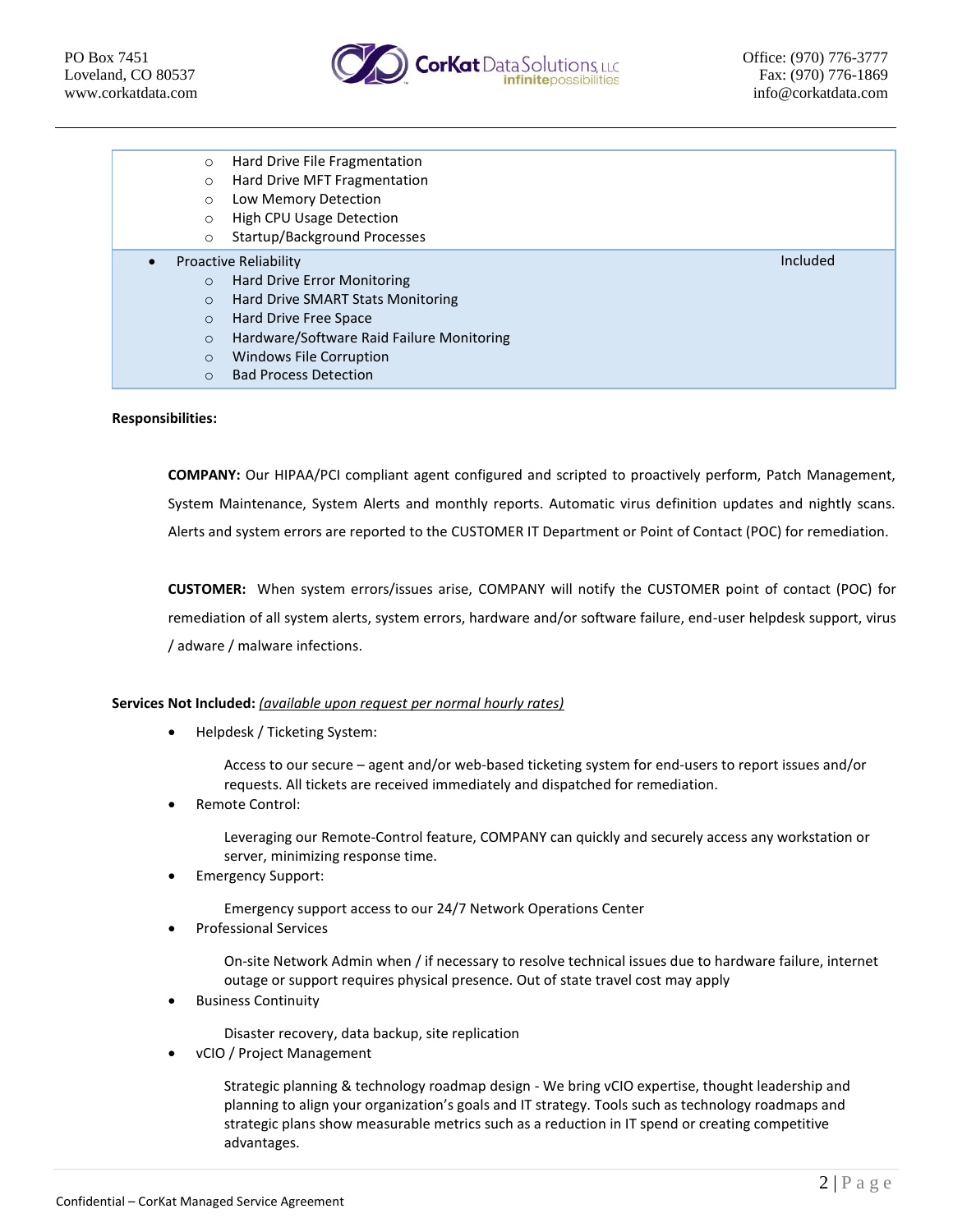| | |
|---|---|
| - Hard Drive File Fragmentation<br>- Hard Drive MFT Fragmentation<br>- Low Memory Detection<br>- High CPU Usage Detection<br>- Startup/Background Processes | |
| • Proactive Reliability<br>- Hard Drive Error Monitoring<br>- Hard Drive SMART Stats Monitoring<br>- Hard Drive Free Space<br>- Hardware/Software Raid Failure Monitoring<br>- Windows File Corruption<br>- Bad Process Detection | Included |

**Responsibilities:**

**COMPANY:** Our HIPAA/PCI compliant agent configured and scripted to proactively perform, Patch Management, System Maintenance, System Alerts and monthly reports. Automatic virus definition updates and nightly scans. Alerts and system errors are reported to the CUSTOMER IT Department or Point of Contact (POC) for remediation.

**CUSTOMER:** When system errors/issues arise, COMPANY will notify the CUSTOMER point of contact (POC) for remediation of all system alerts, system errors, hardware and/or software failure, end-user helpdesk support, virus / adware / malware infections.

**Services Not Included:** *(available upon request per normal hourly rates)*

- Helpdesk / Ticketing System:

  Access to our secure – agent and/or web-based ticketing system for end-users to report issues and/or requests. All tickets are received immediately and dispatched for remediation.

- Remote Control:

  Leveraging our Remote-Control feature, COMPANY can quickly and securely access any workstation or server, minimizing response time.

- Emergency Support:

  Emergency support access to our 24/7 Network Operations Center

- Professional Services

  On-site Network Admin when / if necessary to resolve technical issues due to hardware failure, internet outage or support requires physical presence. Out of state travel cost may apply

- Business Continuity

  Disaster recovery, data backup, site replication

- vCIO / Project Management

  Strategic planning & technology roadmap design - We bring vCIO expertise, thought leadership and planning to align your organization's goals and IT strategy. Tools such as technology roadmaps and strategic plans show measurable metrics such as a reduction in IT spend or creating competitive advantages.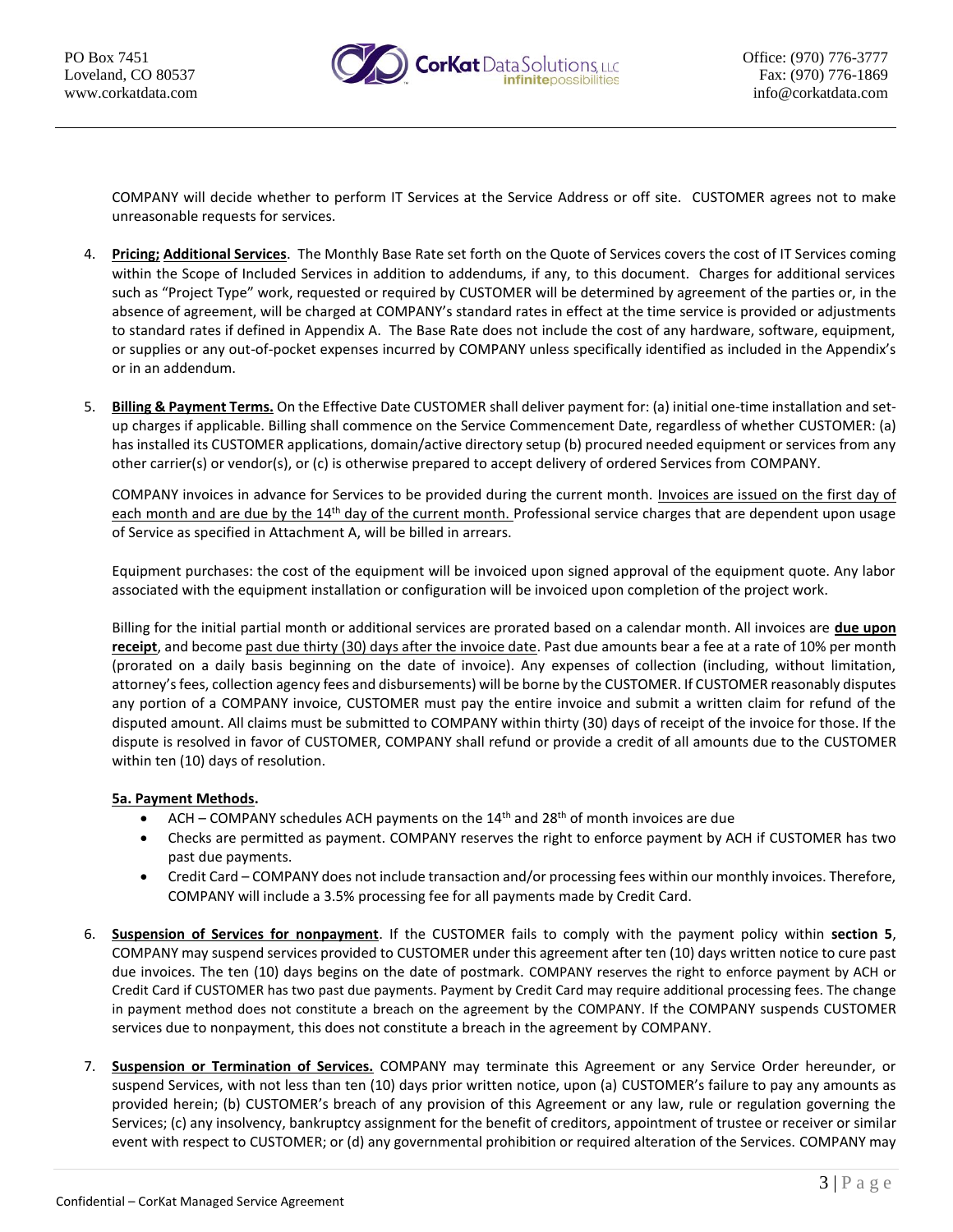COMPANY will decide whether to perform IT Services at the Service Address or off site. CUSTOMER agrees not to make unreasonable requests for services.

4. **Pricing; Additional Services**. The Monthly Base Rate set forth on the Quote of Services covers the cost of IT Services coming within the Scope of Included Services in addition to addendums, if any, to this document. Charges for additional services such as "Project Type" work, requested or required by CUSTOMER will be determined by agreement of the parties or, in the absence of agreement, will be charged at COMPANY's standard rates in effect at the time service is provided or adjustments to standard rates if defined in Appendix A. The Base Rate does not include the cost of any hardware, software, equipment, or supplies or any out-of-pocket expenses incurred by COMPANY unless specifically identified as included in the Appendix's or in an addendum.

5. **Billing & Payment Terms.** On the Effective Date CUSTOMER shall deliver payment for: (a) initial one-time installation and set-up charges if applicable. Billing shall commence on the Service Commencement Date, regardless of whether CUSTOMER: (a) has installed its CUSTOMER applications, domain/active directory setup (b) procured needed equipment or services from any other carrier(s) or vendor(s), or (c) is otherwise prepared to accept delivery of ordered Services from COMPANY.

   COMPANY invoices in advance for Services to be provided during the current month. Invoices are issued on the first day of each month and are due by the 14th day of the current month. Professional service charges that are dependent upon usage of Service as specified in Attachment A, will be billed in arrears.

   Equipment purchases: the cost of the equipment will be invoiced upon signed approval of the equipment quote. Any labor associated with the equipment installation or configuration will be invoiced upon completion of the project work.

   Billing for the initial partial month or additional services are prorated based on a calendar month. All invoices are **due upon receipt**, and become past due thirty (30) days after the invoice date. Past due amounts bear a fee at a rate of 10% per month (prorated on a daily basis beginning on the date of invoice). Any expenses of collection (including, without limitation, attorney's fees, collection agency fees and disbursements) will be borne by the CUSTOMER. If CUSTOMER reasonably disputes any portion of a COMPANY invoice, CUSTOMER must pay the entire invoice and submit a written claim for refund of the disputed amount. All claims must be submitted to COMPANY within thirty (30) days of receipt of the invoice for those. If the dispute is resolved in favor of CUSTOMER, COMPANY shall refund or provide a credit of all amounts due to the CUSTOMER within ten (10) days of resolution.

   **5a. Payment Methods.**
   - ACH – COMPANY schedules ACH payments on the 14th and 28th of month invoices are due
   - Checks are permitted as payment. COMPANY reserves the right to enforce payment by ACH if CUSTOMER has two past due payments.
   - Credit Card – COMPANY does not include transaction and/or processing fees within our monthly invoices. Therefore, COMPANY will include a 3.5% processing fee for all payments made by Credit Card.

6. **Suspension of Services for nonpayment**. If the CUSTOMER fails to comply with the payment policy within **section 5**, COMPANY may suspend services provided to CUSTOMER under this agreement after ten (10) days written notice to cure past due invoices. The ten (10) days begins on the date of postmark. COMPANY reserves the right to enforce payment by ACH or Credit Card if CUSTOMER has two past due payments. Payment by Credit Card may require additional processing fees. The change in payment method does not constitute a breach on the agreement by the COMPANY. If the COMPANY suspends CUSTOMER services due to nonpayment, this does not constitute a breach in the agreement by COMPANY.

7. **Suspension or Termination of Services.** COMPANY may terminate this Agreement or any Service Order hereunder, or suspend Services, with not less than ten (10) days prior written notice, upon (a) CUSTOMER's failure to pay any amounts as provided herein; (b) CUSTOMER's breach of any provision of this Agreement or any law, rule or regulation governing the Services; (c) any insolvency, bankruptcy assignment for the benefit of creditors, appointment of trustee or receiver or similar event with respect to CUSTOMER; or (d) any governmental prohibition or required alteration of the Services. COMPANY may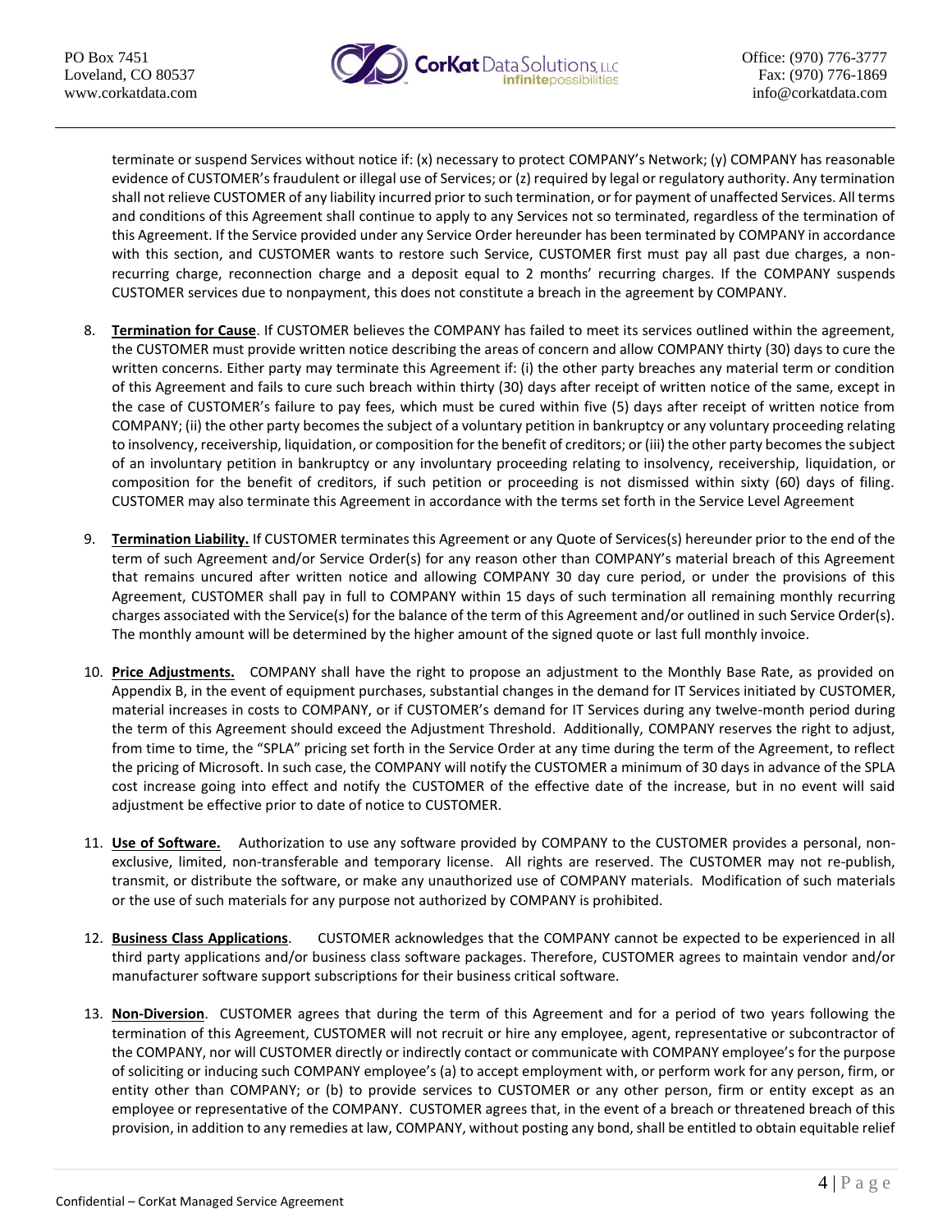terminate or suspend Services without notice if: (x) necessary to protect COMPANY's Network; (y) COMPANY has reasonable evidence of CUSTOMER's fraudulent or illegal use of Services; or (z) required by legal or regulatory authority. Any termination shall not relieve CUSTOMER of any liability incurred prior to such termination, or for payment of unaffected Services. All terms and conditions of this Agreement shall continue to apply to any Services not so terminated, regardless of the termination of this Agreement. If the Service provided under any Service Order hereunder has been terminated by COMPANY in accordance with this section, and CUSTOMER wants to restore such Service, CUSTOMER first must pay all past due charges, a non-recurring charge, reconnection charge and a deposit equal to 2 months' recurring charges. If the COMPANY suspends CUSTOMER services due to nonpayment, this does not constitute a breach in the agreement by COMPANY.

8. **Termination for Cause**. If CUSTOMER believes the COMPANY has failed to meet its services outlined within the agreement, the CUSTOMER must provide written notice describing the areas of concern and allow COMPANY thirty (30) days to cure the written concerns. Either party may terminate this Agreement if: (i) the other party breaches any material term or condition of this Agreement and fails to cure such breach within thirty (30) days after receipt of written notice of the same, except in the case of CUSTOMER's failure to pay fees, which must be cured within five (5) days after receipt of written notice from COMPANY; (ii) the other party becomes the subject of a voluntary petition in bankruptcy or any voluntary proceeding relating to insolvency, receivership, liquidation, or composition for the benefit of creditors; or (iii) the other party becomes the subject of an involuntary petition in bankruptcy or any involuntary proceeding relating to insolvency, receivership, liquidation, or composition for the benefit of creditors, if such petition or proceeding is not dismissed within sixty (60) days of filing. CUSTOMER may also terminate this Agreement in accordance with the terms set forth in the Service Level Agreement

9. **Termination Liability.** If CUSTOMER terminates this Agreement or any Quote of Services(s) hereunder prior to the end of the term of such Agreement and/or Service Order(s) for any reason other than COMPANY's material breach of this Agreement that remains uncured after written notice and allowing COMPANY 30 day cure period, or under the provisions of this Agreement, CUSTOMER shall pay in full to COMPANY within 15 days of such termination all remaining monthly recurring charges associated with the Service(s) for the balance of the term of this Agreement and/or outlined in such Service Order(s). The monthly amount will be determined by the higher amount of the signed quote or last full monthly invoice.

10. **Price Adjustments.** COMPANY shall have the right to propose an adjustment to the Monthly Base Rate, as provided on Appendix B, in the event of equipment purchases, substantial changes in the demand for IT Services initiated by CUSTOMER, material increases in costs to COMPANY, or if CUSTOMER's demand for IT Services during any twelve-month period during the term of this Agreement should exceed the Adjustment Threshold. Additionally, COMPANY reserves the right to adjust, from time to time, the "SPLA" pricing set forth in the Service Order at any time during the term of the Agreement, to reflect the pricing of Microsoft. In such case, the COMPANY will notify the CUSTOMER a minimum of 30 days in advance of the SPLA cost increase going into effect and notify the CUSTOMER of the effective date of the increase, but in no event will said adjustment be effective prior to date of notice to CUSTOMER.

11. **Use of Software.** Authorization to use any software provided by COMPANY to the CUSTOMER provides a personal, non-exclusive, limited, non-transferable and temporary license. All rights are reserved. The CUSTOMER may not re-publish, transmit, or distribute the software, or make any unauthorized use of COMPANY materials. Modification of such materials or the use of such materials for any purpose not authorized by COMPANY is prohibited.

12. **Business Class Applications**. CUSTOMER acknowledges that the COMPANY cannot be expected to be experienced in all third party applications and/or business class software packages. Therefore, CUSTOMER agrees to maintain vendor and/or manufacturer software support subscriptions for their business critical software.

13. **Non-Diversion**. CUSTOMER agrees that during the term of this Agreement and for a period of two years following the termination of this Agreement, CUSTOMER will not recruit or hire any employee, agent, representative or subcontractor of the COMPANY, nor will CUSTOMER directly or indirectly contact or communicate with COMPANY employee's for the purpose of soliciting or inducing such COMPANY employee's (a) to accept employment with, or perform work for any person, firm, or entity other than COMPANY; or (b) to provide services to CUSTOMER or any other person, firm or entity except as an employee or representative of the COMPANY. CUSTOMER agrees that, in the event of a breach or threatened breach of this provision, in addition to any remedies at law, COMPANY, without posting any bond, shall be entitled to obtain equitable relief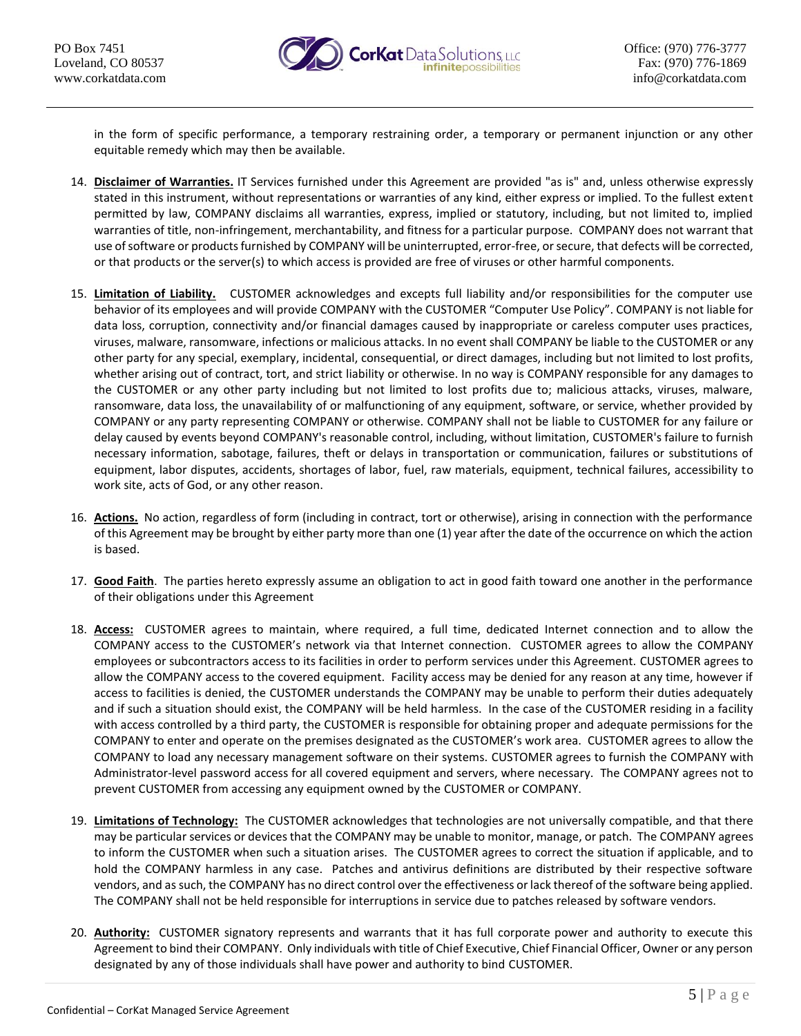in the form of specific performance, a temporary restraining order, a temporary or permanent injunction or any other equitable remedy which may then be available.

14. **Disclaimer of Warranties.** IT Services furnished under this Agreement are provided "as is" and, unless otherwise expressly stated in this instrument, without representations or warranties of any kind, either express or implied. To the fullest extent permitted by law, COMPANY disclaims all warranties, express, implied or statutory, including, but not limited to, implied warranties of title, non-infringement, merchantability, and fitness for a particular purpose. COMPANY does not warrant that use of software or products furnished by COMPANY will be uninterrupted, error-free, or secure, that defects will be corrected, or that products or the server(s) to which access is provided are free of viruses or other harmful components.

15. **Limitation of Liability.** CUSTOMER acknowledges and excepts full liability and/or responsibilities for the computer use behavior of its employees and will provide COMPANY with the CUSTOMER "Computer Use Policy". COMPANY is not liable for data loss, corruption, connectivity and/or financial damages caused by inappropriate or careless computer uses practices, viruses, malware, ransomware, infections or malicious attacks. In no event shall COMPANY be liable to the CUSTOMER or any other party for any special, exemplary, incidental, consequential, or direct damages, including but not limited to lost profits, whether arising out of contract, tort, and strict liability or otherwise. In no way is COMPANY responsible for any damages to the CUSTOMER or any other party including but not limited to lost profits due to; malicious attacks, viruses, malware, ransomware, data loss, the unavailability of or malfunctioning of any equipment, software, or service, whether provided by COMPANY or any party representing COMPANY or otherwise. COMPANY shall not be liable to CUSTOMER for any failure or delay caused by events beyond COMPANY's reasonable control, including, without limitation, CUSTOMER's failure to furnish necessary information, sabotage, failures, theft or delays in transportation or communication, failures or substitutions of equipment, labor disputes, accidents, shortages of labor, fuel, raw materials, equipment, technical failures, accessibility to work site, acts of God, or any other reason.

16. **Actions.** No action, regardless of form (including in contract, tort or otherwise), arising in connection with the performance of this Agreement may be brought by either party more than one (1) year after the date of the occurrence on which the action is based.

17. **Good Faith**. The parties hereto expressly assume an obligation to act in good faith toward one another in the performance of their obligations under this Agreement

18. **Access:** CUSTOMER agrees to maintain, where required, a full time, dedicated Internet connection and to allow the COMPANY access to the CUSTOMER's network via that Internet connection. CUSTOMER agrees to allow the COMPANY employees or subcontractors access to its facilities in order to perform services under this Agreement. CUSTOMER agrees to allow the COMPANY access to the covered equipment. Facility access may be denied for any reason at any time, however if access to facilities is denied, the CUSTOMER understands the COMPANY may be unable to perform their duties adequately and if such a situation should exist, the COMPANY will be held harmless. In the case of the CUSTOMER residing in a facility with access controlled by a third party, the CUSTOMER is responsible for obtaining proper and adequate permissions for the COMPANY to enter and operate on the premises designated as the CUSTOMER's work area. CUSTOMER agrees to allow the COMPANY to load any necessary management software on their systems. CUSTOMER agrees to furnish the COMPANY with Administrator-level password access for all covered equipment and servers, where necessary. The COMPANY agrees not to prevent CUSTOMER from accessing any equipment owned by the CUSTOMER or COMPANY.

19. **Limitations of Technology:** The CUSTOMER acknowledges that technologies are not universally compatible, and that there may be particular services or devices that the COMPANY may be unable to monitor, manage, or patch. The COMPANY agrees to inform the CUSTOMER when such a situation arises. The CUSTOMER agrees to correct the situation if applicable, and to hold the COMPANY harmless in any case. Patches and antivirus definitions are distributed by their respective software vendors, and as such, the COMPANY has no direct control over the effectiveness or lack thereof of the software being applied. The COMPANY shall not be held responsible for interruptions in service due to patches released by software vendors.

20. **Authority:** CUSTOMER signatory represents and warrants that it has full corporate power and authority to execute this Agreement to bind their COMPANY. Only individuals with title of Chief Executive, Chief Financial Officer, Owner or any person designated by any of those individuals shall have power and authority to bind CUSTOMER.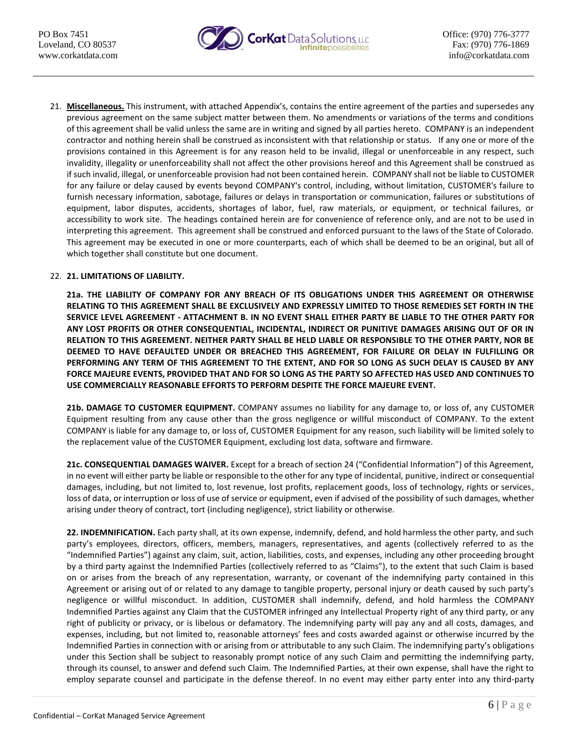21. **Miscellaneous.** This instrument, with attached Appendix's, contains the entire agreement of the parties and supersedes any previous agreement on the same subject matter between them. No amendments or variations of the terms and conditions of this agreement shall be valid unless the same are in writing and signed by all parties hereto. COMPANY is an independent contractor and nothing herein shall be construed as inconsistent with that relationship or status. If any one or more of the provisions contained in this Agreement is for any reason held to be invalid, illegal or unenforceable in any respect, such invalidity, illegality or unenforceability shall not affect the other provisions hereof and this Agreement shall be construed as if such invalid, illegal, or unenforceable provision had not been contained herein. COMPANY shall not be liable to CUSTOMER for any failure or delay caused by events beyond COMPANY's control, including, without limitation, CUSTOMER's failure to furnish necessary information, sabotage, failures or delays in transportation or communication, failures or substitutions of equipment, labor disputes, accidents, shortages of labor, fuel, raw materials, or equipment, or technical failures, or accessibility to work site. The headings contained herein are for convenience of reference only, and are not to be used in interpreting this agreement. This agreement shall be construed and enforced pursuant to the laws of the State of Colorado. This agreement may be executed in one or more counterparts, each of which shall be deemed to be an original, but all of which together shall constitute but one document.

22. **21. LIMITATIONS OF LIABILITY.**

    **21a. THE LIABILITY OF COMPANY FOR ANY BREACH OF ITS OBLIGATIONS UNDER THIS AGREEMENT OR OTHERWISE RELATING TO THIS AGREEMENT SHALL BE EXCLUSIVELY AND EXPRESSLY LIMITED TO THOSE REMEDIES SET FORTH IN THE SERVICE LEVEL AGREEMENT - ATTACHMENT B. IN NO EVENT SHALL EITHER PARTY BE LIABLE TO THE OTHER PARTY FOR ANY LOST PROFITS OR OTHER CONSEQUENTIAL, INCIDENTAL, INDIRECT OR PUNITIVE DAMAGES ARISING OUT OF OR IN RELATION TO THIS AGREEMENT. NEITHER PARTY SHALL BE HELD LIABLE OR RESPONSIBLE TO THE OTHER PARTY, NOR BE DEEMED TO HAVE DEFAULTED UNDER OR BREACHED THIS AGREEMENT, FOR FAILURE OR DELAY IN FULFILLING OR PERFORMING ANY TERM OF THIS AGREEMENT TO THE EXTENT, AND FOR SO LONG AS SUCH DELAY IS CAUSED BY ANY FORCE MAJEURE EVENTS, PROVIDED THAT AND FOR SO LONG AS THE PARTY SO AFFECTED HAS USED AND CONTINUES TO USE COMMERCIALLY REASONABLE EFFORTS TO PERFORM DESPITE THE FORCE MAJEURE EVENT.**

    **21b. DAMAGE TO CUSTOMER EQUIPMENT.** COMPANY assumes no liability for any damage to, or loss of, any CUSTOMER Equipment resulting from any cause other than the gross negligence or willful misconduct of COMPANY. To the extent COMPANY is liable for any damage to, or loss of, CUSTOMER Equipment for any reason, such liability will be limited solely to the replacement value of the CUSTOMER Equipment, excluding lost data, software and firmware.

    **21c. CONSEQUENTIAL DAMAGES WAIVER.** Except for a breach of section 24 ("Confidential Information") of this Agreement, in no event will either party be liable or responsible to the other for any type of incidental, punitive, indirect or consequential damages, including, but not limited to, lost revenue, lost profits, replacement goods, loss of technology, rights or services, loss of data, or interruption or loss of use of service or equipment, even if advised of the possibility of such damages, whether arising under theory of contract, tort (including negligence), strict liability or otherwise.

    **22. INDEMNIFICATION.** Each party shall, at its own expense, indemnify, defend, and hold harmless the other party, and such party's employees, directors, officers, members, managers, representatives, and agents (collectively referred to as the "Indemnified Parties") against any claim, suit, action, liabilities, costs, and expenses, including any other proceeding brought by a third party against the Indemnified Parties (collectively referred to as "Claims"), to the extent that such Claim is based on or arises from the breach of any representation, warranty, or covenant of the indemnifying party contained in this Agreement or arising out of or related to any damage to tangible property, personal injury or death caused by such party's negligence or willful misconduct. In addition, CUSTOMER shall indemnify, defend, and hold harmless the COMPANY Indemnified Parties against any Claim that the CUSTOMER infringed any Intellectual Property right of any third party, or any right of publicity or privacy, or is libelous or defamatory. The indemnifying party will pay any and all costs, damages, and expenses, including, but not limited to, reasonable attorneys' fees and costs awarded against or otherwise incurred by the Indemnified Parties in connection with or arising from or attributable to any such Claim. The indemnifying party's obligations under this Section shall be subject to reasonably prompt notice of any such Claim and permitting the indemnifying party, through its counsel, to answer and defend such Claim. The Indemnified Parties, at their own expense, shall have the right to employ separate counsel and participate in the defense thereof. In no event may either party enter into any third-party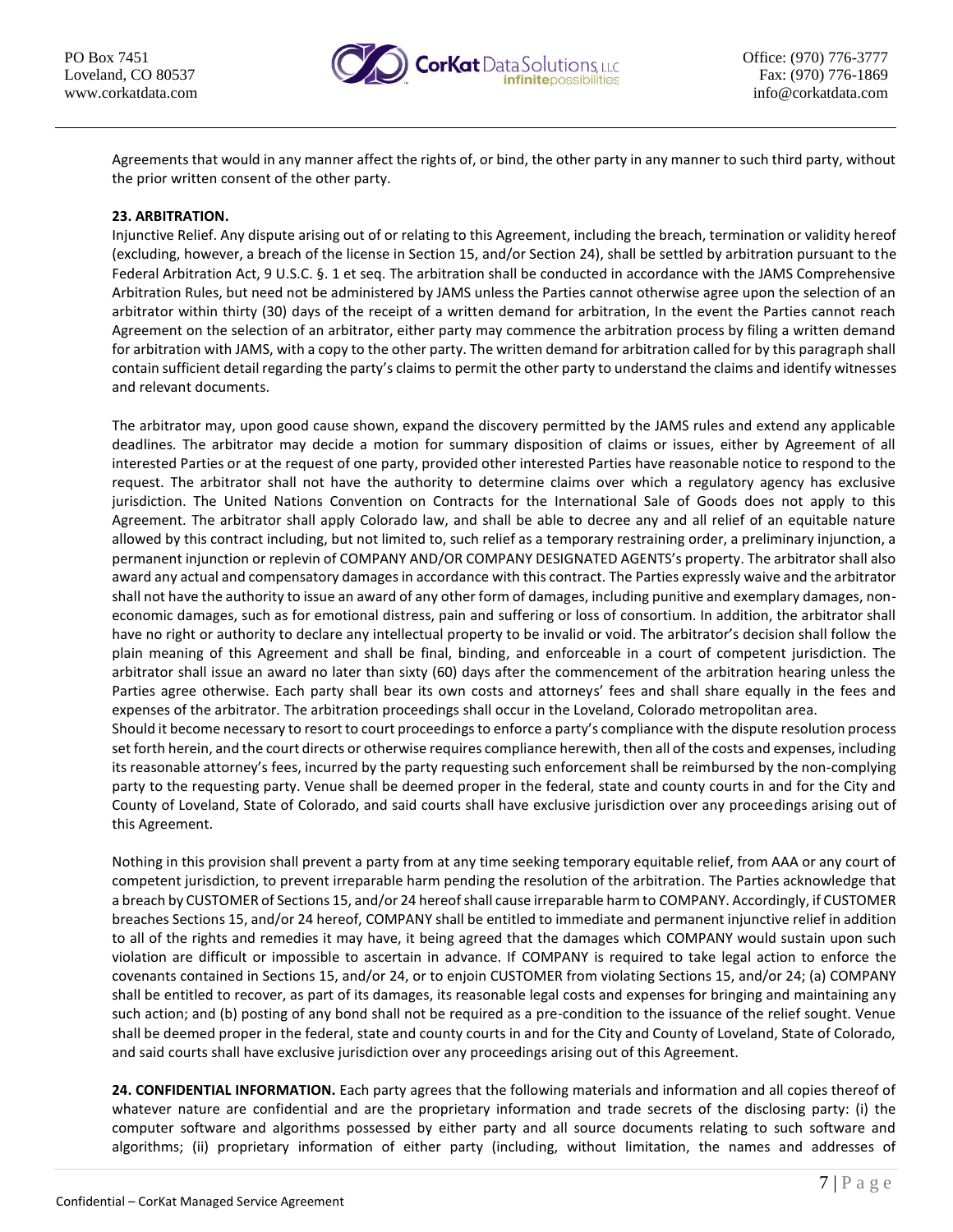Agreements that would in any manner affect the rights of, or bind, the other party in any manner to such third party, without the prior written consent of the other party.

**23. ARBITRATION.**

Injunctive Relief. Any dispute arising out of or relating to this Agreement, including the breach, termination or validity hereof (excluding, however, a breach of the license in Section 15, and/or Section 24), shall be settled by arbitration pursuant to the Federal Arbitration Act, 9 U.S.C. §. 1 et seq. The arbitration shall be conducted in accordance with the JAMS Comprehensive Arbitration Rules, but need not be administered by JAMS unless the Parties cannot otherwise agree upon the selection of an arbitrator within thirty (30) days of the receipt of a written demand for arbitration, In the event the Parties cannot reach Agreement on the selection of an arbitrator, either party may commence the arbitration process by filing a written demand for arbitration with JAMS, with a copy to the other party. The written demand for arbitration called for by this paragraph shall contain sufficient detail regarding the party's claims to permit the other party to understand the claims and identify witnesses and relevant documents.

The arbitrator may, upon good cause shown, expand the discovery permitted by the JAMS rules and extend any applicable deadlines. The arbitrator may decide a motion for summary disposition of claims or issues, either by Agreement of all interested Parties or at the request of one party, provided other interested Parties have reasonable notice to respond to the request. The arbitrator shall not have the authority to determine claims over which a regulatory agency has exclusive jurisdiction. The United Nations Convention on Contracts for the International Sale of Goods does not apply to this Agreement. The arbitrator shall apply Colorado law, and shall be able to decree any and all relief of an equitable nature allowed by this contract including, but not limited to, such relief as a temporary restraining order, a preliminary injunction, a permanent injunction or replevin of COMPANY AND/OR COMPANY DESIGNATED AGENTS's property. The arbitrator shall also award any actual and compensatory damages in accordance with this contract. The Parties expressly waive and the arbitrator shall not have the authority to issue an award of any other form of damages, including punitive and exemplary damages, non-economic damages, such as for emotional distress, pain and suffering or loss of consortium. In addition, the arbitrator shall have no right or authority to declare any intellectual property to be invalid or void. The arbitrator's decision shall follow the plain meaning of this Agreement and shall be final, binding, and enforceable in a court of competent jurisdiction. The arbitrator shall issue an award no later than sixty (60) days after the commencement of the arbitration hearing unless the Parties agree otherwise. Each party shall bear its own costs and attorneys' fees and shall share equally in the fees and expenses of the arbitrator. The arbitration proceedings shall occur in the Loveland, Colorado metropolitan area.

Should it become necessary to resort to court proceedings to enforce a party's compliance with the dispute resolution process set forth herein, and the court directs or otherwise requires compliance herewith, then all of the costs and expenses, including its reasonable attorney's fees, incurred by the party requesting such enforcement shall be reimbursed by the non-complying party to the requesting party. Venue shall be deemed proper in the federal, state and county courts in and for the City and County of Loveland, State of Colorado, and said courts shall have exclusive jurisdiction over any proceedings arising out of this Agreement.

Nothing in this provision shall prevent a party from at any time seeking temporary equitable relief, from AAA or any court of competent jurisdiction, to prevent irreparable harm pending the resolution of the arbitration. The Parties acknowledge that a breach by CUSTOMER of Sections 15, and/or 24 hereof shall cause irreparable harm to COMPANY. Accordingly, if CUSTOMER breaches Sections 15, and/or 24 hereof, COMPANY shall be entitled to immediate and permanent injunctive relief in addition to all of the rights and remedies it may have, it being agreed that the damages which COMPANY would sustain upon such violation are difficult or impossible to ascertain in advance. If COMPANY is required to take legal action to enforce the covenants contained in Sections 15, and/or 24, or to enjoin CUSTOMER from violating Sections 15, and/or 24; (a) COMPANY shall be entitled to recover, as part of its damages, its reasonable legal costs and expenses for bringing and maintaining any such action; and (b) posting of any bond shall not be required as a pre-condition to the issuance of the relief sought. Venue shall be deemed proper in the federal, state and county courts in and for the City and County of Loveland, State of Colorado, and said courts shall have exclusive jurisdiction over any proceedings arising out of this Agreement.

**24. CONFIDENTIAL INFORMATION.** Each party agrees that the following materials and information and all copies thereof of whatever nature are confidential and are the proprietary information and trade secrets of the disclosing party: (i) the computer software and algorithms possessed by either party and all source documents relating to such software and algorithms; (ii) proprietary information of either party (including, without limitation, the names and addresses of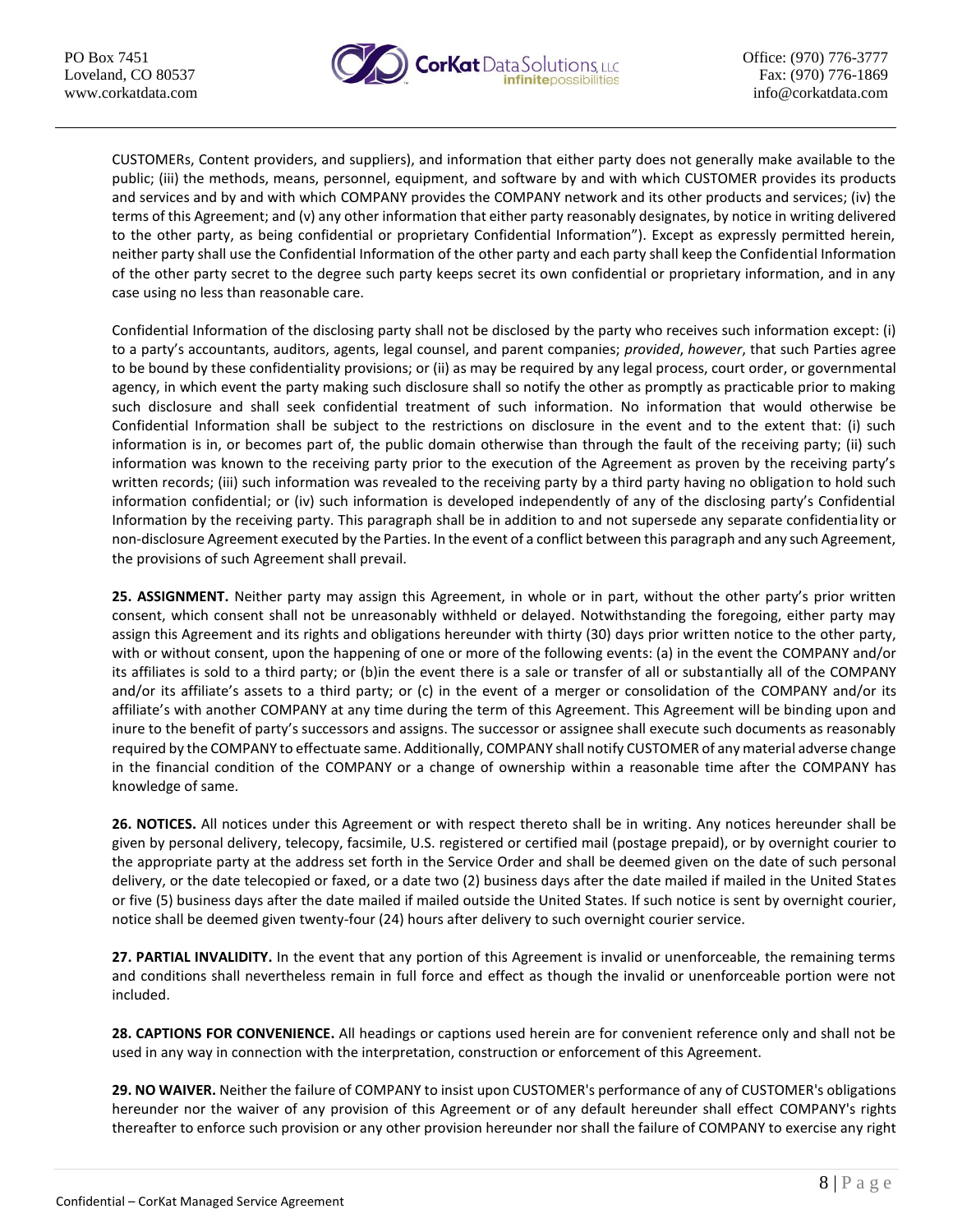CUSTOMERs, Content providers, and suppliers), and information that either party does not generally make available to the public; (iii) the methods, means, personnel, equipment, and software by and with which CUSTOMER provides its products and services and by and with which COMPANY provides the COMPANY network and its other products and services; (iv) the terms of this Agreement; and (v) any other information that either party reasonably designates, by notice in writing delivered to the other party, as being confidential or proprietary Confidential Information"). Except as expressly permitted herein, neither party shall use the Confidential Information of the other party and each party shall keep the Confidential Information of the other party secret to the degree such party keeps secret its own confidential or proprietary information, and in any case using no less than reasonable care.

Confidential Information of the disclosing party shall not be disclosed by the party who receives such information except: (i) to a party's accountants, auditors, agents, legal counsel, and parent companies; *provided*, *however*, that such Parties agree to be bound by these confidentiality provisions; or (ii) as may be required by any legal process, court order, or governmental agency, in which event the party making such disclosure shall so notify the other as promptly as practicable prior to making such disclosure and shall seek confidential treatment of such information. No information that would otherwise be Confidential Information shall be subject to the restrictions on disclosure in the event and to the extent that: (i) such information is in, or becomes part of, the public domain otherwise than through the fault of the receiving party; (ii) such information was known to the receiving party prior to the execution of the Agreement as proven by the receiving party's written records; (iii) such information was revealed to the receiving party by a third party having no obligation to hold such information confidential; or (iv) such information is developed independently of any of the disclosing party's Confidential Information by the receiving party. This paragraph shall be in addition to and not supersede any separate confidentiality or non-disclosure Agreement executed by the Parties. In the event of a conflict between this paragraph and any such Agreement, the provisions of such Agreement shall prevail.

**25. ASSIGNMENT.** Neither party may assign this Agreement, in whole or in part, without the other party's prior written consent, which consent shall not be unreasonably withheld or delayed. Notwithstanding the foregoing, either party may assign this Agreement and its rights and obligations hereunder with thirty (30) days prior written notice to the other party, with or without consent, upon the happening of one or more of the following events: (a) in the event the COMPANY and/or its affiliates is sold to a third party; or (b)in the event there is a sale or transfer of all or substantially all of the COMPANY and/or its affiliate's assets to a third party; or (c) in the event of a merger or consolidation of the COMPANY and/or its affiliate's with another COMPANY at any time during the term of this Agreement. This Agreement will be binding upon and inure to the benefit of party's successors and assigns. The successor or assignee shall execute such documents as reasonably required by the COMPANY to effectuate same. Additionally, COMPANY shall notify CUSTOMER of any material adverse change in the financial condition of the COMPANY or a change of ownership within a reasonable time after the COMPANY has knowledge of same.

**26. NOTICES.** All notices under this Agreement or with respect thereto shall be in writing. Any notices hereunder shall be given by personal delivery, telecopy, facsimile, U.S. registered or certified mail (postage prepaid), or by overnight courier to the appropriate party at the address set forth in the Service Order and shall be deemed given on the date of such personal delivery, or the date telecopied or faxed, or a date two (2) business days after the date mailed if mailed in the United States or five (5) business days after the date mailed if mailed outside the United States. If such notice is sent by overnight courier, notice shall be deemed given twenty-four (24) hours after delivery to such overnight courier service.

**27. PARTIAL INVALIDITY.** In the event that any portion of this Agreement is invalid or unenforceable, the remaining terms and conditions shall nevertheless remain in full force and effect as though the invalid or unenforceable portion were not included.

**28. CAPTIONS FOR CONVENIENCE.** All headings or captions used herein are for convenient reference only and shall not be used in any way in connection with the interpretation, construction or enforcement of this Agreement.

**29. NO WAIVER.** Neither the failure of COMPANY to insist upon CUSTOMER's performance of any of CUSTOMER's obligations hereunder nor the waiver of any provision of this Agreement or of any default hereunder shall effect COMPANY's rights thereafter to enforce such provision or any other provision hereunder nor shall the failure of COMPANY to exercise any right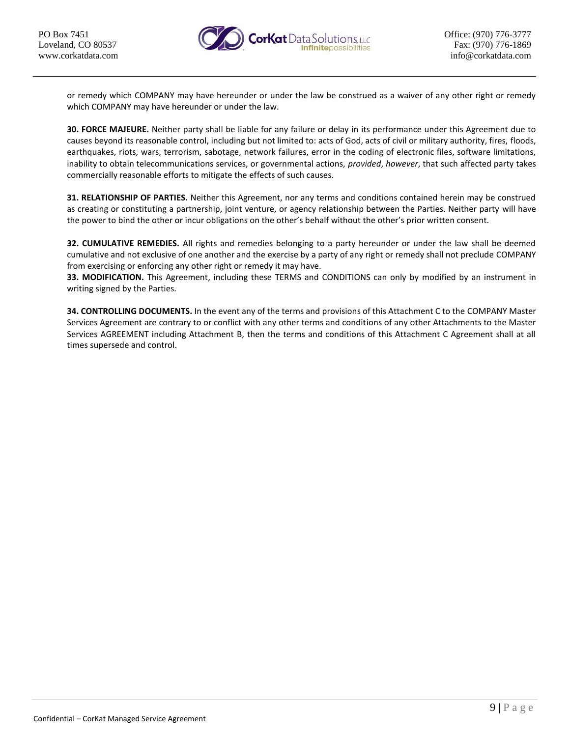or remedy which COMPANY may have hereunder or under the law be construed as a waiver of any other right or remedy which COMPANY may have hereunder or under the law.

**30. FORCE MAJEURE.** Neither party shall be liable for any failure or delay in its performance under this Agreement due to causes beyond its reasonable control, including but not limited to: acts of God, acts of civil or military authority, fires, floods, earthquakes, riots, wars, terrorism, sabotage, network failures, error in the coding of electronic files, software limitations, inability to obtain telecommunications services, or governmental actions, *provided*, *however*, that such affected party takes commercially reasonable efforts to mitigate the effects of such causes.

**31. RELATIONSHIP OF PARTIES.** Neither this Agreement, nor any terms and conditions contained herein may be construed as creating or constituting a partnership, joint venture, or agency relationship between the Parties. Neither party will have the power to bind the other or incur obligations on the other's behalf without the other's prior written consent.

**32. CUMULATIVE REMEDIES.** All rights and remedies belonging to a party hereunder or under the law shall be deemed cumulative and not exclusive of one another and the exercise by a party of any right or remedy shall not preclude COMPANY from exercising or enforcing any other right or remedy it may have.

**33. MODIFICATION.** This Agreement, including these TERMS and CONDITIONS can only by modified by an instrument in writing signed by the Parties.

**34. CONTROLLING DOCUMENTS.** In the event any of the terms and provisions of this Attachment C to the COMPANY Master Services Agreement are contrary to or conflict with any other terms and conditions of any other Attachments to the Master Services AGREEMENT including Attachment B, then the terms and conditions of this Attachment C Agreement shall at all times supersede and control.